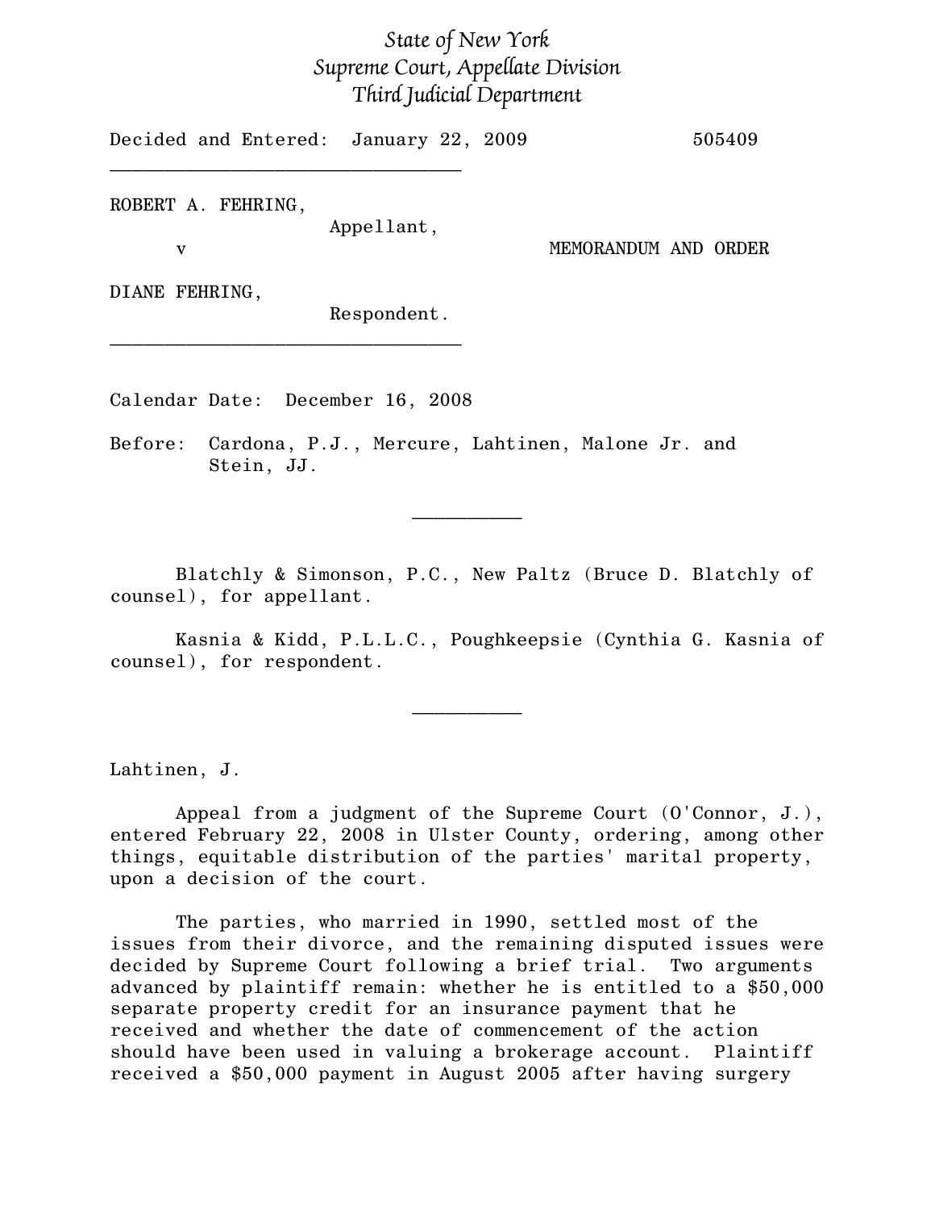*State of New York*
*Supreme Court, Appellate Division*
*Third Judicial Department*

Decided and Entered: January 22, 2009 505409

---

ROBERT A. FEHRING,
Appellant,

v MEMORANDUM AND ORDER

DIANE FEHRING,
Respondent.

---

Calendar Date: December 16, 2008

Before: Cardona, P.J., Mercure, Lahtinen, Malone Jr. and Stein, JJ.

---

Blatchly & Simonson, P.C., New Paltz (Bruce D. Blatchly of counsel), for appellant.

Kasnia & Kidd, P.L.L.C., Poughkeepsie (Cynthia G. Kasnia of counsel), for respondent.

---

Lahtinen, J.

Appeal from a judgment of the Supreme Court (O'Connor, J.), entered February 22, 2008 in Ulster County, ordering, among other things, equitable distribution of the parties' marital property, upon a decision of the court.

The parties, who married in 1990, settled most of the issues from their divorce, and the remaining disputed issues were decided by Supreme Court following a brief trial. Two arguments advanced by plaintiff remain: whether he is entitled to a $50,000 separate property credit for an insurance payment that he received and whether the date of commencement of the action should have been used in valuing a brokerage account. Plaintiff received a $50,000 payment in August 2005 after having surgery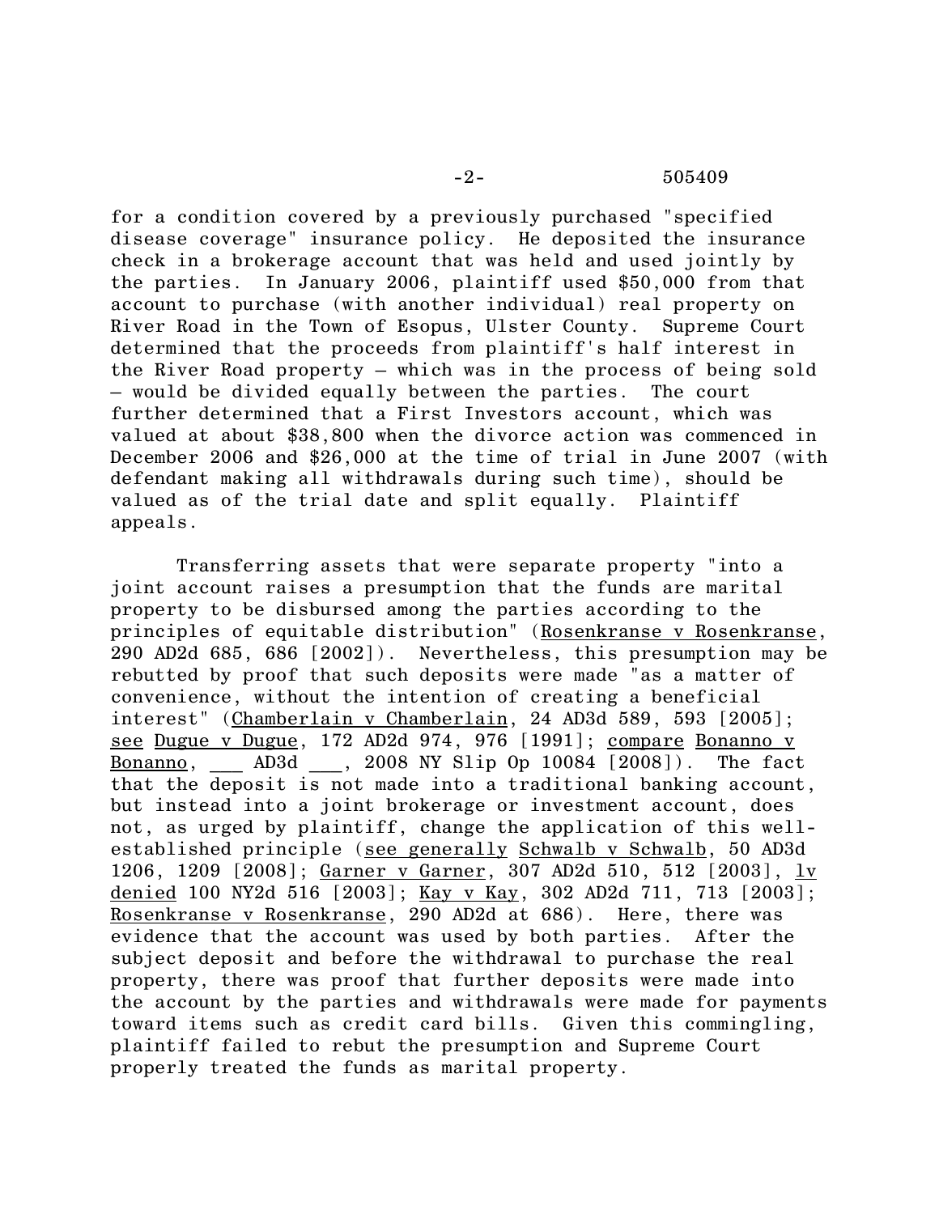for a condition covered by a previously purchased "specified disease coverage" insurance policy. He deposited the insurance check in a brokerage account that was held and used jointly by the parties. In January 2006, plaintiff used $50,000 from that account to purchase (with another individual) real property on River Road in the Town of Esopus, Ulster County. Supreme Court determined that the proceeds from plaintiff's half interest in the River Road property – which was in the process of being sold – would be divided equally between the parties. The court further determined that a First Investors account, which was valued at about $38,800 when the divorce action was commenced in December 2006 and $26,000 at the time of trial in June 2007 (with defendant making all withdrawals during such time), should be valued as of the trial date and split equally. Plaintiff appeals.

Transferring assets that were separate property "into a joint account raises a presumption that the funds are marital property to be disbursed among the parties according to the principles of equitable distribution" (Rosenkranse v Rosenkranse, 290 AD2d 685, 686 [2002]). Nevertheless, this presumption may be rebutted by proof that such deposits were made "as a matter of convenience, without the intention of creating a beneficial interest" (Chamberlain v Chamberlain, 24 AD3d 589, 593 [2005]; see Dugue v Dugue, 172 AD2d 974, 976 [1991]; compare Bonanno v Bonanno, ___ AD3d ___, 2008 NY Slip Op 10084 [2008]). The fact that the deposit is not made into a traditional banking account, but instead into a joint brokerage or investment account, does not, as urged by plaintiff, change the application of this well-established principle (see generally Schwalb v Schwalb, 50 AD3d 1206, 1209 [2008]; Garner v Garner, 307 AD2d 510, 512 [2003], lv denied 100 NY2d 516 [2003]; Kay v Kay, 302 AD2d 711, 713 [2003]; Rosenkranse v Rosenkranse, 290 AD2d at 686). Here, there was evidence that the account was used by both parties. After the subject deposit and before the withdrawal to purchase the real property, there was proof that further deposits were made into the account by the parties and withdrawals were made for payments toward items such as credit card bills. Given this commingling, plaintiff failed to rebut the presumption and Supreme Court properly treated the funds as marital property.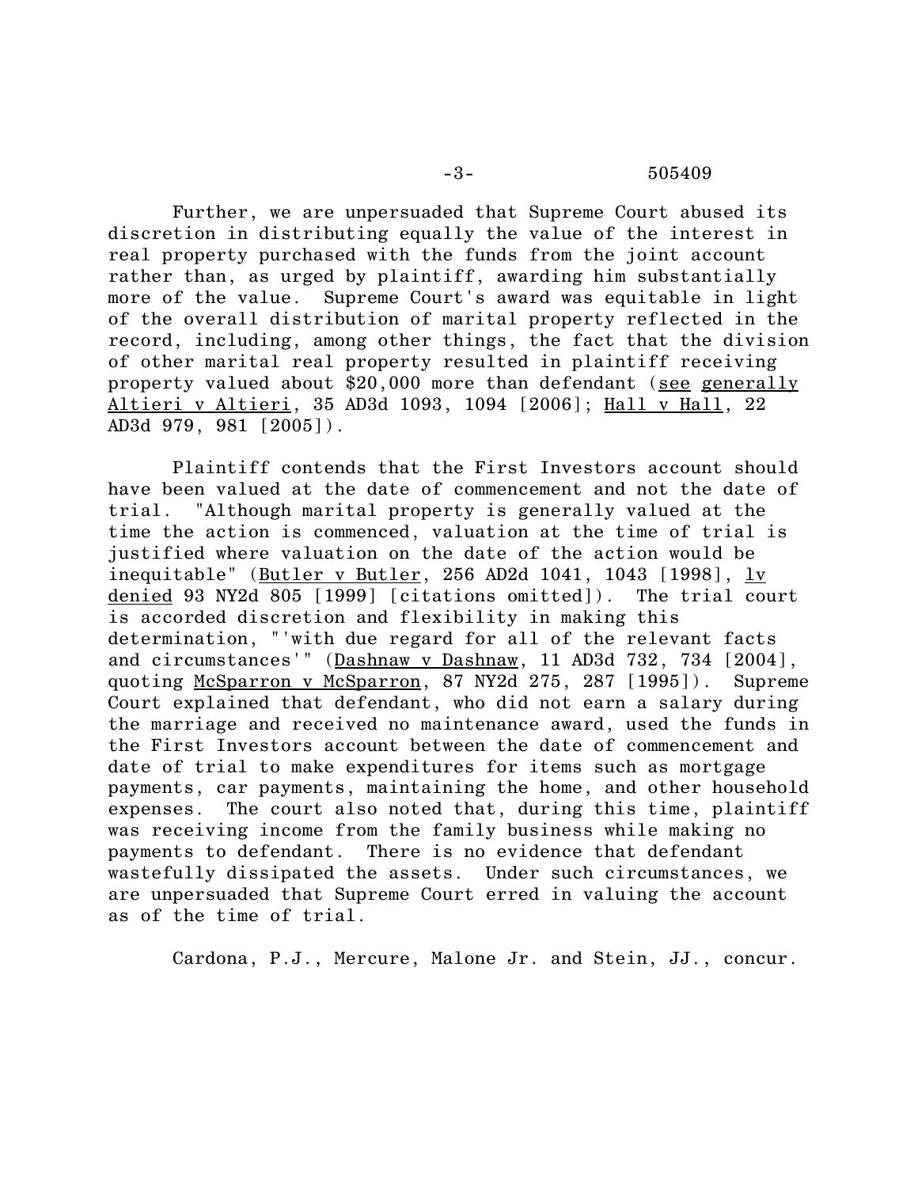Further, we are unpersuaded that Supreme Court abused its discretion in distributing equally the value of the interest in real property purchased with the funds from the joint account rather than, as urged by plaintiff, awarding him substantially more of the value. Supreme Court's award was equitable in light of the overall distribution of marital property reflected in the record, including, among other things, the fact that the division of other marital real property resulted in plaintiff receiving property valued about $20,000 more than defendant (see generally Altieri v Altieri, 35 AD3d 1093, 1094 [2006]; Hall v Hall, 22 AD3d 979, 981 [2005]).

Plaintiff contends that the First Investors account should have been valued at the date of commencement and not the date of trial. "Although marital property is generally valued at the time the action is commenced, valuation at the time of trial is justified where valuation on the date of the action would be inequitable" (Butler v Butler, 256 AD2d 1041, 1043 [1998], lv denied 93 NY2d 805 [1999] [citations omitted]). The trial court is accorded discretion and flexibility in making this determination, "'with due regard for all of the relevant facts and circumstances'" (Dashnaw v Dashnaw, 11 AD3d 732, 734 [2004], quoting McSparron v McSparron, 87 NY2d 275, 287 [1995]). Supreme Court explained that defendant, who did not earn a salary during the marriage and received no maintenance award, used the funds in the First Investors account between the date of commencement and date of trial to make expenditures for items such as mortgage payments, car payments, maintaining the home, and other household expenses. The court also noted that, during this time, plaintiff was receiving income from the family business while making no payments to defendant. There is no evidence that defendant wastefully dissipated the assets. Under such circumstances, we are unpersuaded that Supreme Court erred in valuing the account as of the time of trial.

Cardona, P.J., Mercure, Malone Jr. and Stein, JJ., concur.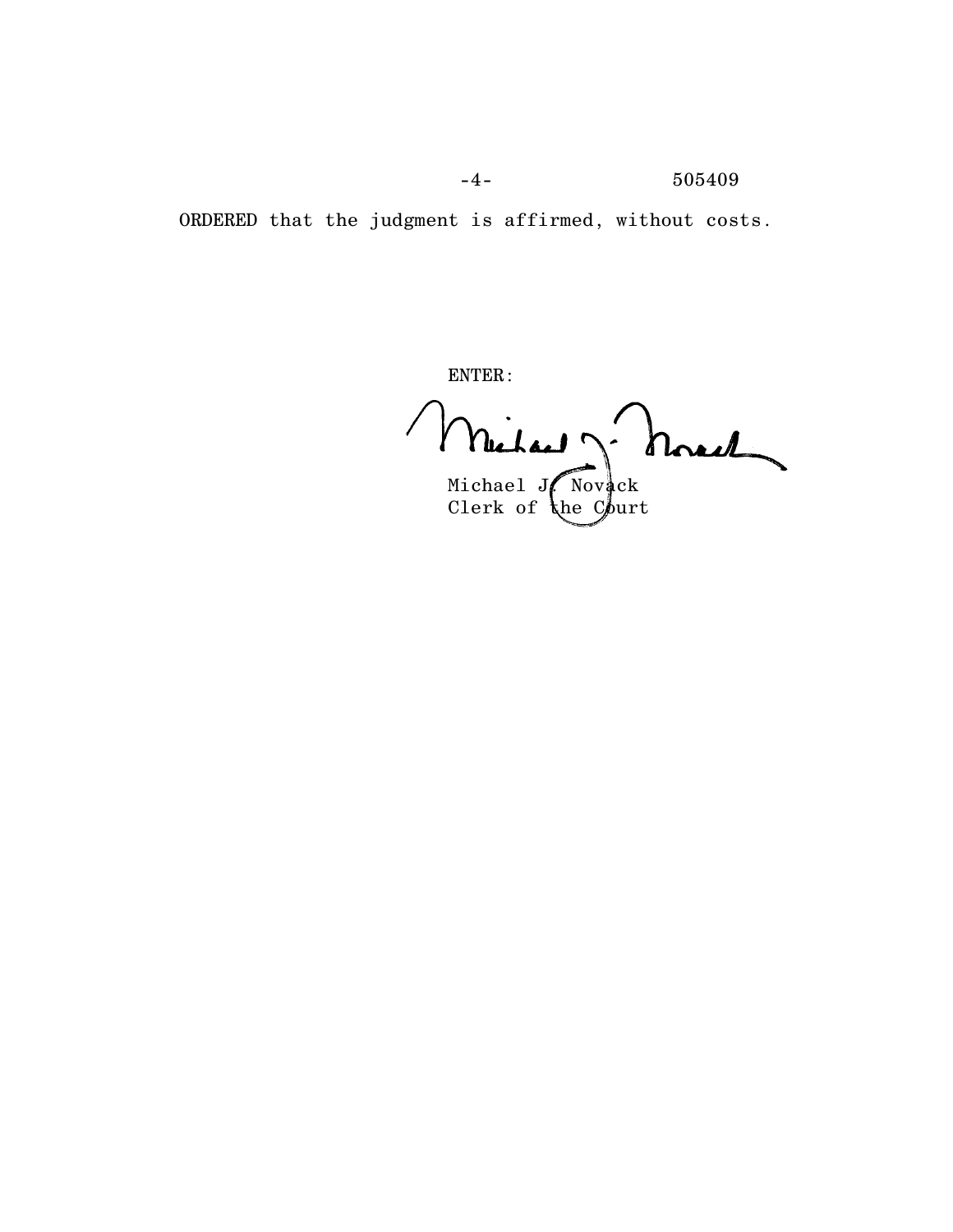ORDERED that the judgment is affirmed, without costs.

ENTER:

Michael J. Novack
Clerk of the Court